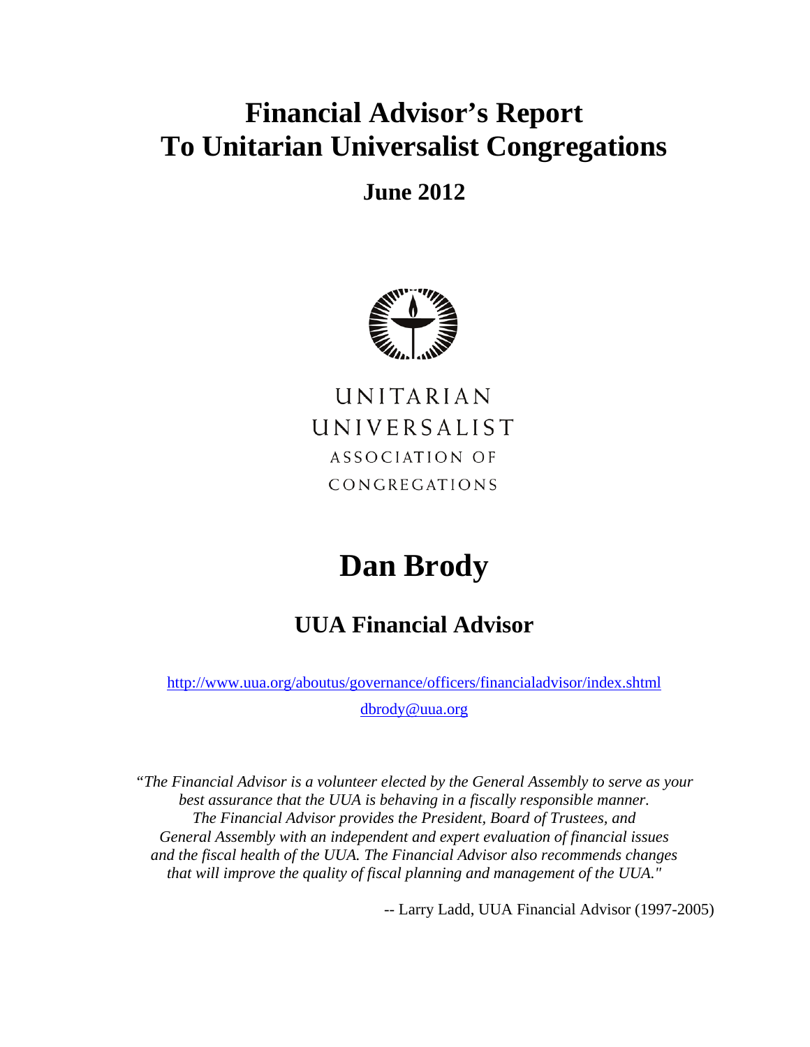# Financial Advisor's Report To Unitarian Universalist Congregations

## June 2012

UNITARIAN
UNIVERSALIST
ASSOCIATION OF
CONGREGATIONS

# Dan Brody

## UUA Financial Advisor

http://www.uua.org/aboutus/governance/officers/financialadvisor/index.shtml

dbrody@uua.org

*"The Financial Advisor is a volunteer elected by the General Assembly to serve as your best assurance that the UUA is behaving in a fiscally responsible manner. The Financial Advisor provides the President, Board of Trustees, and General Assembly with an independent and expert evaluation of financial issues and the fiscal health of the UUA. The Financial Advisor also recommends changes that will improve the quality of fiscal planning and management of the UUA."*

-- Larry Ladd, UUA Financial Advisor (1997-2005)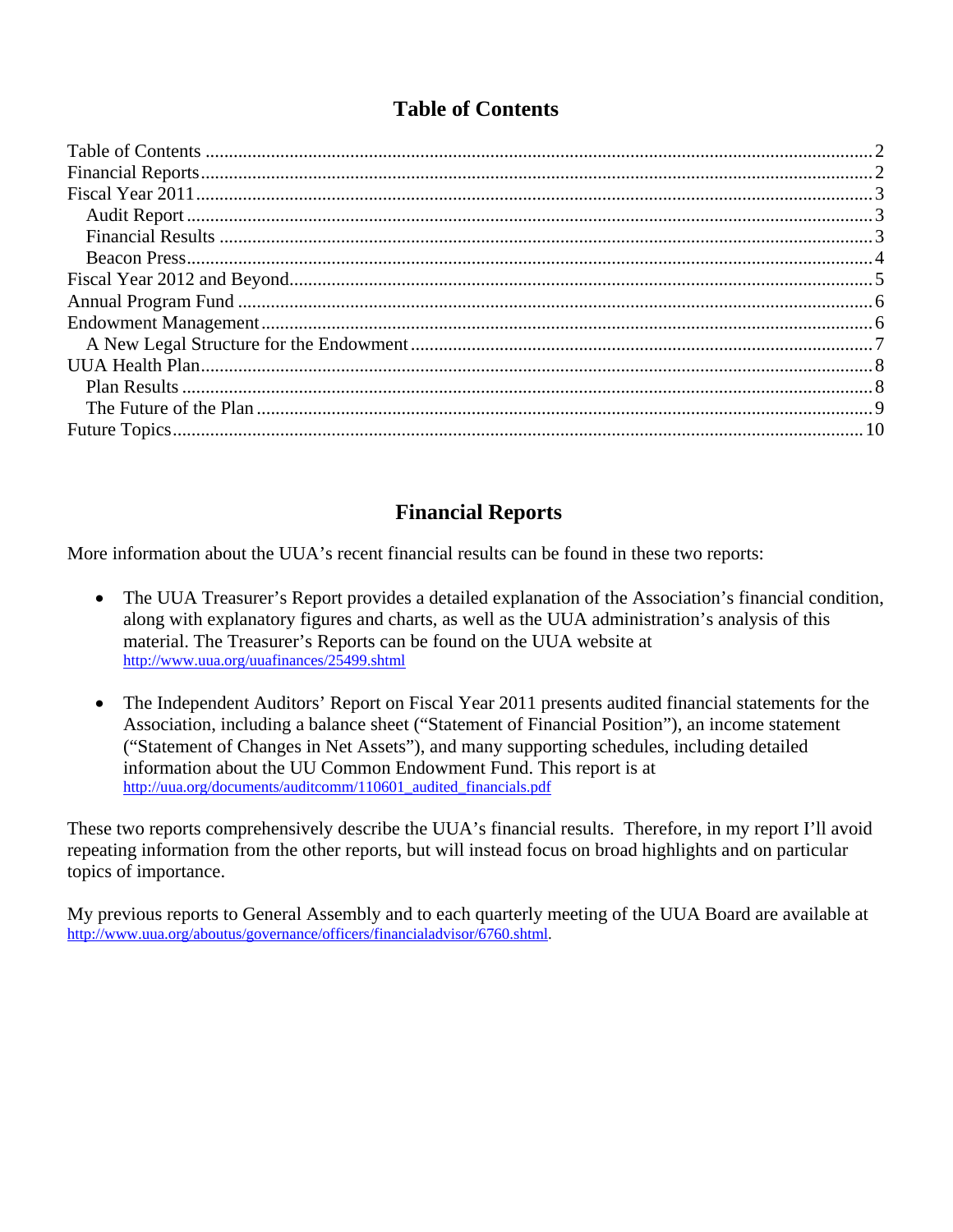# Table of Contents

- Table of Contents ..... 2
- Financial Reports ..... 2
- Fiscal Year 2011 ..... 3
  - Audit Report ..... 3
  - Financial Results ..... 3
  - Beacon Press ..... 4
- Fiscal Year 2012 and Beyond ..... 5
- Annual Program Fund ..... 6
- Endowment Management ..... 6
  - A New Legal Structure for the Endowment ..... 7
- UUA Health Plan ..... 8
  - Plan Results ..... 8
  - The Future of the Plan ..... 9
- Future Topics ..... 10

# Financial Reports

More information about the UUA's recent financial results can be found in these two reports:

- The UUA Treasurer's Report provides a detailed explanation of the Association's financial condition, along with explanatory figures and charts, as well as the UUA administration's analysis of this material. The Treasurer's Reports can be found on the UUA website at http://www.uua.org/uuafinances/25499.shtml

- The Independent Auditors' Report on Fiscal Year 2011 presents audited financial statements for the Association, including a balance sheet ("Statement of Financial Position"), an income statement ("Statement of Changes in Net Assets"), and many supporting schedules, including detailed information about the UU Common Endowment Fund. This report is at http://uua.org/documents/auditcomm/110601_audited_financials.pdf

These two reports comprehensively describe the UUA's financial results. Therefore, in my report I'll avoid repeating information from the other reports, but will instead focus on broad highlights and on particular topics of importance.

My previous reports to General Assembly and to each quarterly meeting of the UUA Board are available at http://www.uua.org/aboutus/governance/officers/financialadvisor/6760.shtml.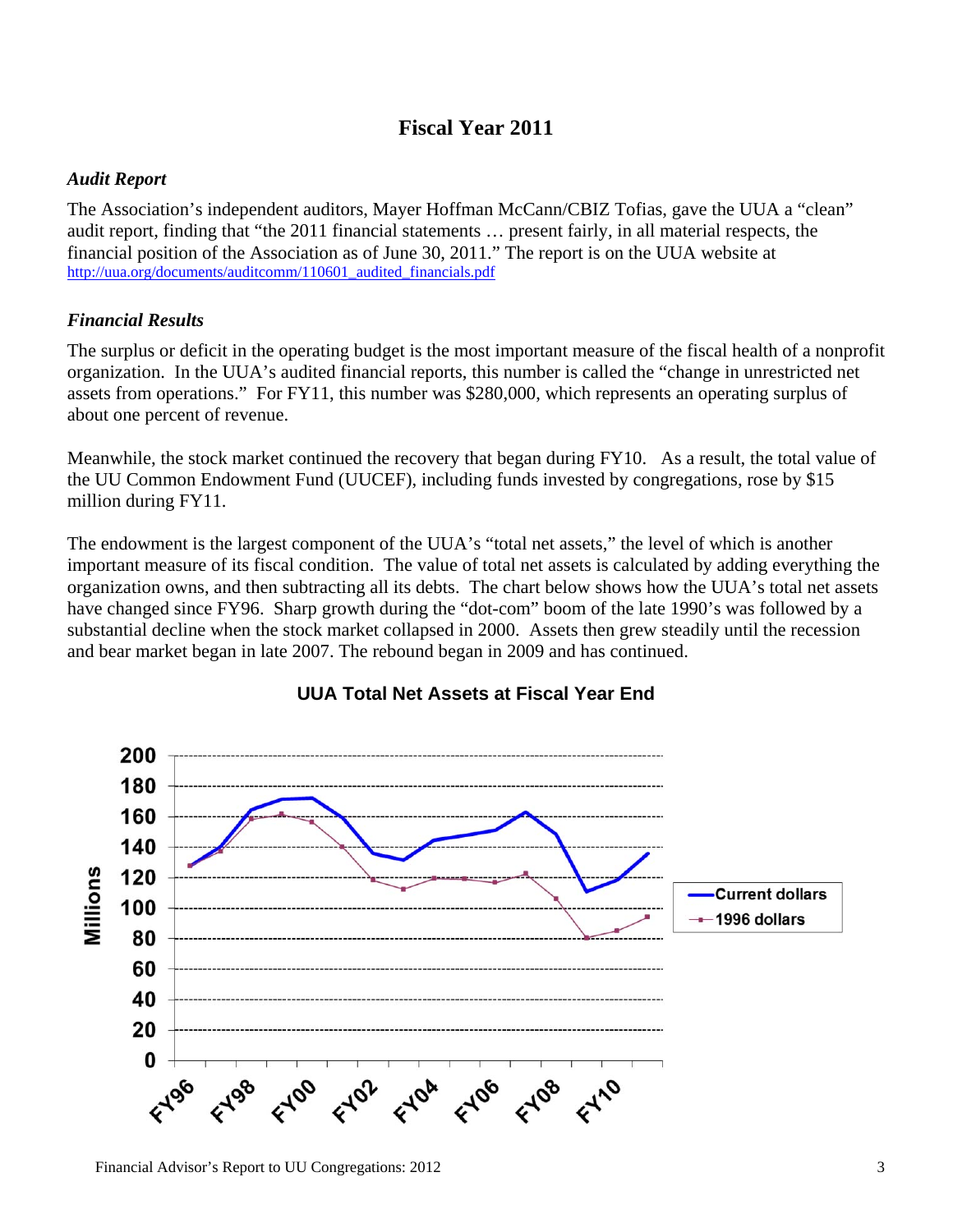## Fiscal Year 2011

### *Audit Report*

The Association's independent auditors, Mayer Hoffman McCann/CBIZ Tofias, gave the UUA a "clean" audit report, finding that "the 2011 financial statements … present fairly, in all material respects, the financial position of the Association as of June 30, 2011." The report is on the UUA website at http://uua.org/documents/auditcomm/110601_audited_financials.pdf

### *Financial Results*

The surplus or deficit in the operating budget is the most important measure of the fiscal health of a nonprofit organization. In the UUA's audited financial reports, this number is called the "change in unrestricted net assets from operations." For FY11, this number was $280,000, which represents an operating surplus of about one percent of revenue.

Meanwhile, the stock market continued the recovery that began during FY10. As a result, the total value of the UU Common Endowment Fund (UUCEF), including funds invested by congregations, rose by $15 million during FY11.

The endowment is the largest component of the UUA's "total net assets," the level of which is another important measure of its fiscal condition. The value of total net assets is calculated by adding everything the organization owns, and then subtracting all its debts. The chart below shows how the UUA's total net assets have changed since FY96. Sharp growth during the "dot-com" boom of the late 1990's was followed by a substantial decline when the stock market collapsed in 2000. Assets then grew steadily until the recession and bear market began in late 2007. The rebound began in 2009 and has continued.

**UUA Total Net Assets at Fiscal Year End**

(Chart: Millions, 0–200; FY96–FY11; series: Current dollars, 1996 dollars)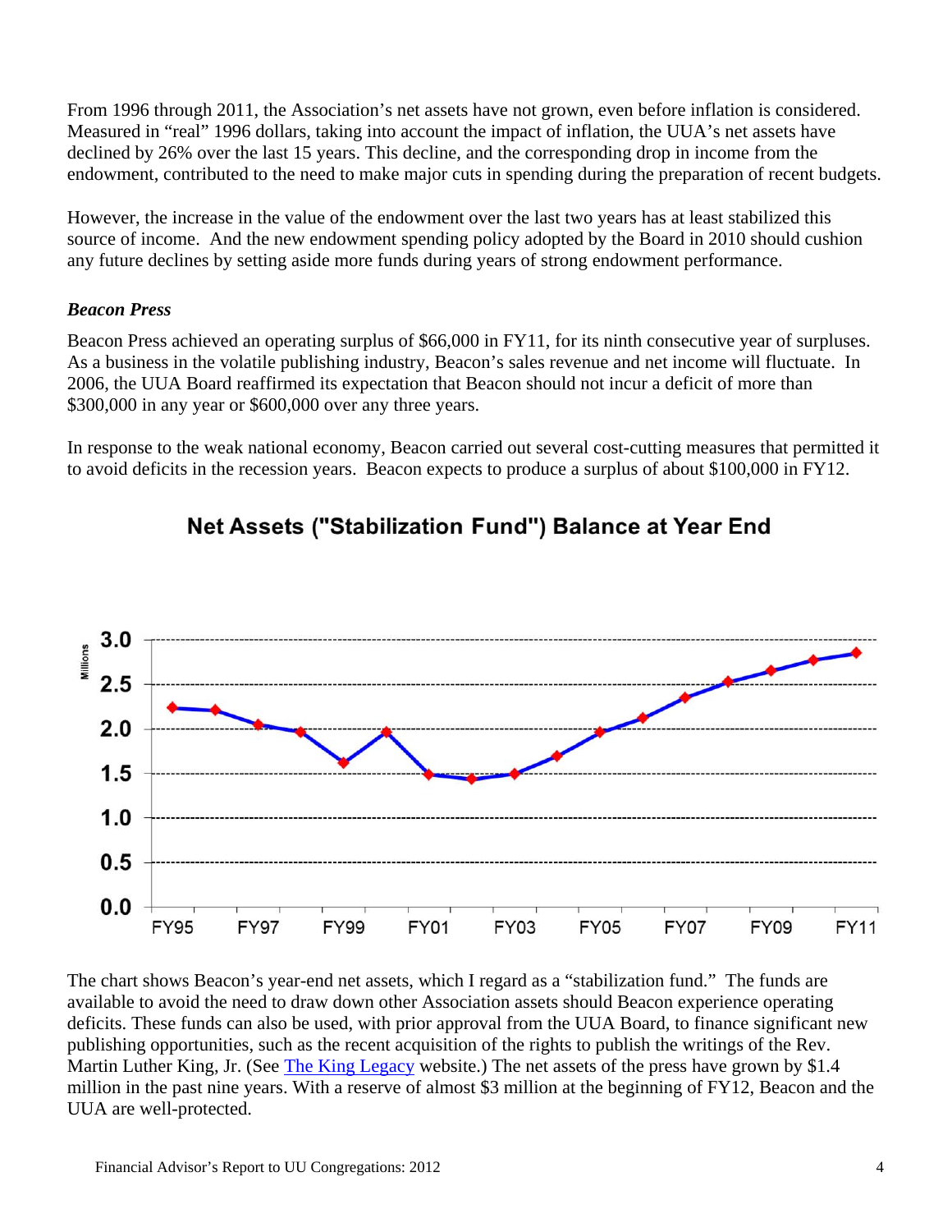From 1996 through 2011, the Association's net assets have not grown, even before inflation is considered. Measured in "real" 1996 dollars, taking into account the impact of inflation, the UUA's net assets have declined by 26% over the last 15 years. This decline, and the corresponding drop in income from the endowment, contributed to the need to make major cuts in spending during the preparation of recent budgets.

However, the increase in the value of the endowment over the last two years has at least stabilized this source of income. And the new endowment spending policy adopted by the Board in 2010 should cushion any future declines by setting aside more funds during years of strong endowment performance.

### *Beacon Press*

Beacon Press achieved an operating surplus of $66,000 in FY11, for its ninth consecutive year of surpluses. As a business in the volatile publishing industry, Beacon's sales revenue and net income will fluctuate. In 2006, the UUA Board reaffirmed its expectation that Beacon should not incur a deficit of more than $300,000 in any year or $600,000 over any three years.

In response to the weak national economy, Beacon carried out several cost-cutting measures that permitted it to avoid deficits in the recession years. Beacon expects to produce a surplus of about $100,000 in FY12.

**Net Assets ("Stabilization Fund") Balance at Year End**

The chart shows Beacon's year-end net assets, which I regard as a "stabilization fund." The funds are available to avoid the need to draw down other Association assets should Beacon experience operating deficits. These funds can also be used, with prior approval from the UUA Board, to finance significant new publishing opportunities, such as the recent acquisition of the rights to publish the writings of the Rev. Martin Luther King, Jr. (See The King Legacy website.) The net assets of the press have grown by $1.4 million in the past nine years. With a reserve of almost $3 million at the beginning of FY12, Beacon and the UUA are well-protected.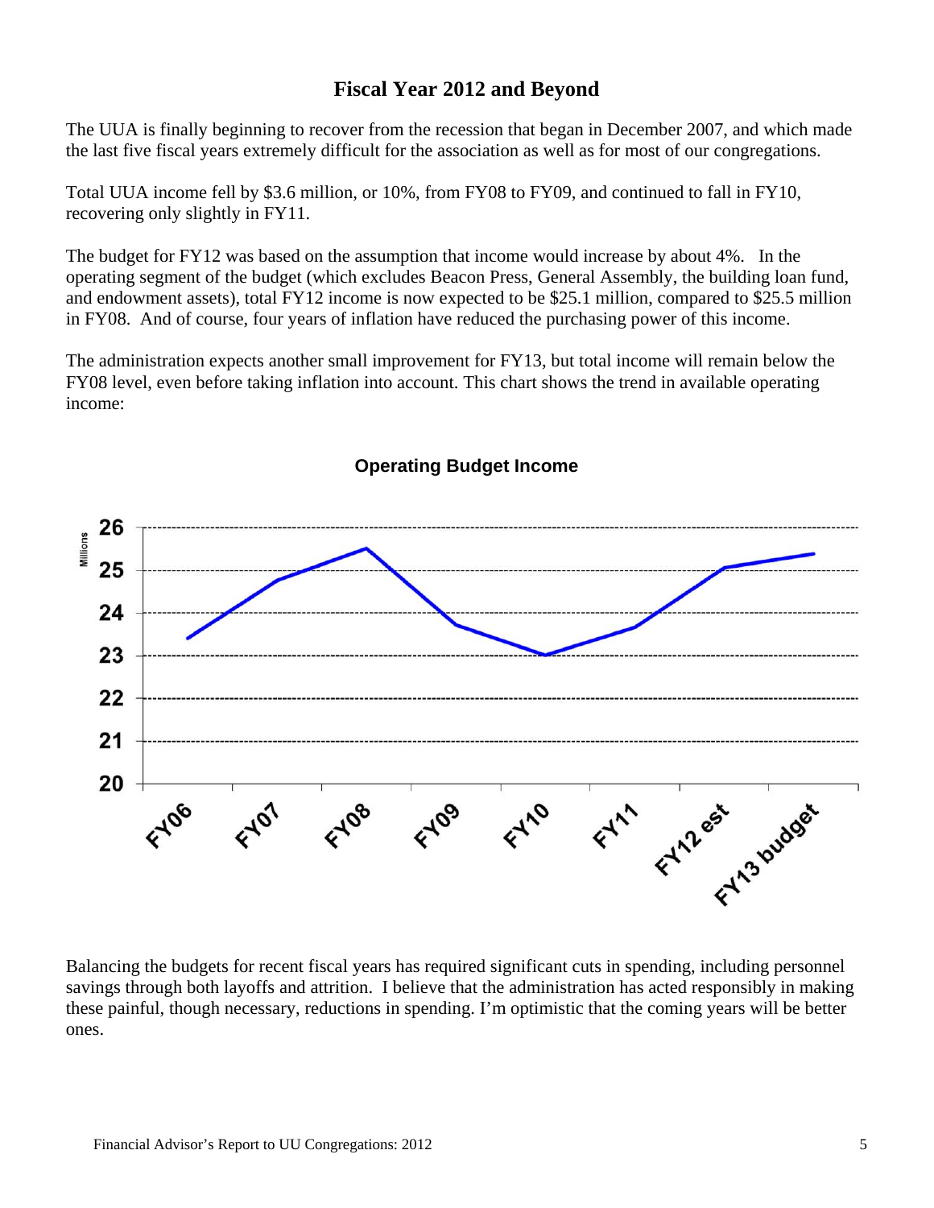## Fiscal Year 2012 and Beyond

The UUA is finally beginning to recover from the recession that began in December 2007, and which made the last five fiscal years extremely difficult for the association as well as for most of our congregations.

Total UUA income fell by $3.6 million, or 10%, from FY08 to FY09, and continued to fall in FY10, recovering only slightly in FY11.

The budget for FY12 was based on the assumption that income would increase by about 4%. In the operating segment of the budget (which excludes Beacon Press, General Assembly, the building loan fund, and endowment assets), total FY12 income is now expected to be $25.1 million, compared to $25.5 million in FY08. And of course, four years of inflation have reduced the purchasing power of this income.

The administration expects another small improvement for FY13, but total income will remain below the FY08 level, even before taking inflation into account. This chart shows the trend in available operating income:

**Operating Budget Income**

Balancing the budgets for recent fiscal years has required significant cuts in spending, including personnel savings through both layoffs and attrition. I believe that the administration has acted responsibly in making these painful, though necessary, reductions in spending. I'm optimistic that the coming years will be better ones.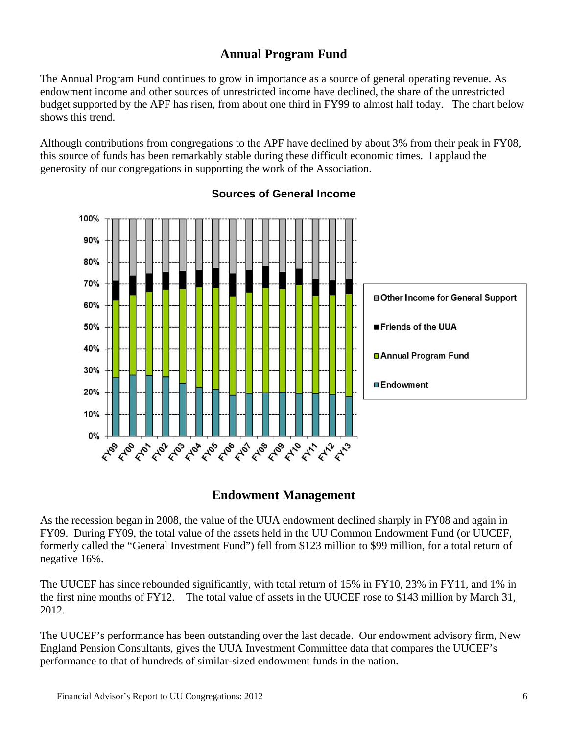## Annual Program Fund

The Annual Program Fund continues to grow in importance as a source of general operating revenue. As endowment income and other sources of unrestricted income have declined, the share of the unrestricted budget supported by the APF has risen, from about one third in FY99 to almost half today. The chart below shows this trend.

Although contributions from congregations to the APF have declined by about 3% from their peak in FY08, this source of funds has been remarkably stable during these difficult economic times. I applaud the generosity of our congregations in supporting the work of the Association.

**Sources of General Income**

## Endowment Management

As the recession began in 2008, the value of the UUA endowment declined sharply in FY08 and again in FY09. During FY09, the total value of the assets held in the UU Common Endowment Fund (or UUCEF, formerly called the "General Investment Fund") fell from $123 million to $99 million, for a total return of negative 16%.

The UUCEF has since rebounded significantly, with total return of 15% in FY10, 23% in FY11, and 1% in the first nine months of FY12. The total value of assets in the UUCEF rose to $143 million by March 31, 2012.

The UUCEF's performance has been outstanding over the last decade. Our endowment advisory firm, New England Pension Consultants, gives the UUA Investment Committee data that compares the UUCEF's performance to that of hundreds of similar-sized endowment funds in the nation.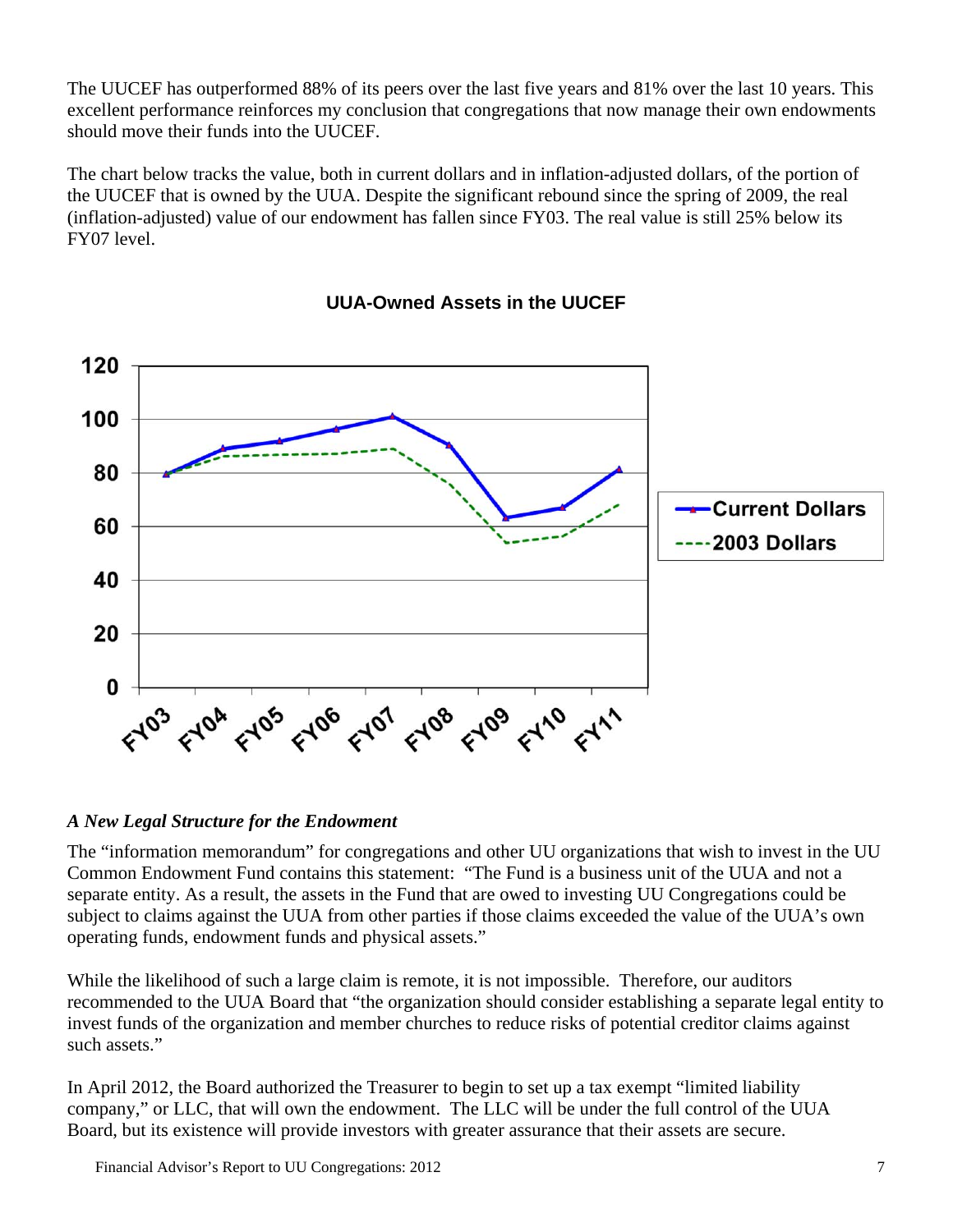The UUCEF has outperformed 88% of its peers over the last five years and 81% over the last 10 years. This excellent performance reinforces my conclusion that congregations that now manage their own endowments should move their funds into the UUCEF.

The chart below tracks the value, both in current dollars and in inflation-adjusted dollars, of the portion of the UUCEF that is owned by the UUA. Despite the significant rebound since the spring of 2009, the real (inflation-adjusted) value of our endowment has fallen since FY03. The real value is still 25% below its FY07 level.

**UUA-Owned Assets in the UUCEF**

### *A New Legal Structure for the Endowment*

The "information memorandum" for congregations and other UU organizations that wish to invest in the UU Common Endowment Fund contains this statement: "The Fund is a business unit of the UUA and not a separate entity. As a result, the assets in the Fund that are owed to investing UU Congregations could be subject to claims against the UUA from other parties if those claims exceeded the value of the UUA's own operating funds, endowment funds and physical assets."

While the likelihood of such a large claim is remote, it is not impossible. Therefore, our auditors recommended to the UUA Board that "the organization should consider establishing a separate legal entity to invest funds of the organization and member churches to reduce risks of potential creditor claims against such assets."

In April 2012, the Board authorized the Treasurer to begin to set up a tax exempt "limited liability company," or LLC, that will own the endowment. The LLC will be under the full control of the UUA Board, but its existence will provide investors with greater assurance that their assets are secure.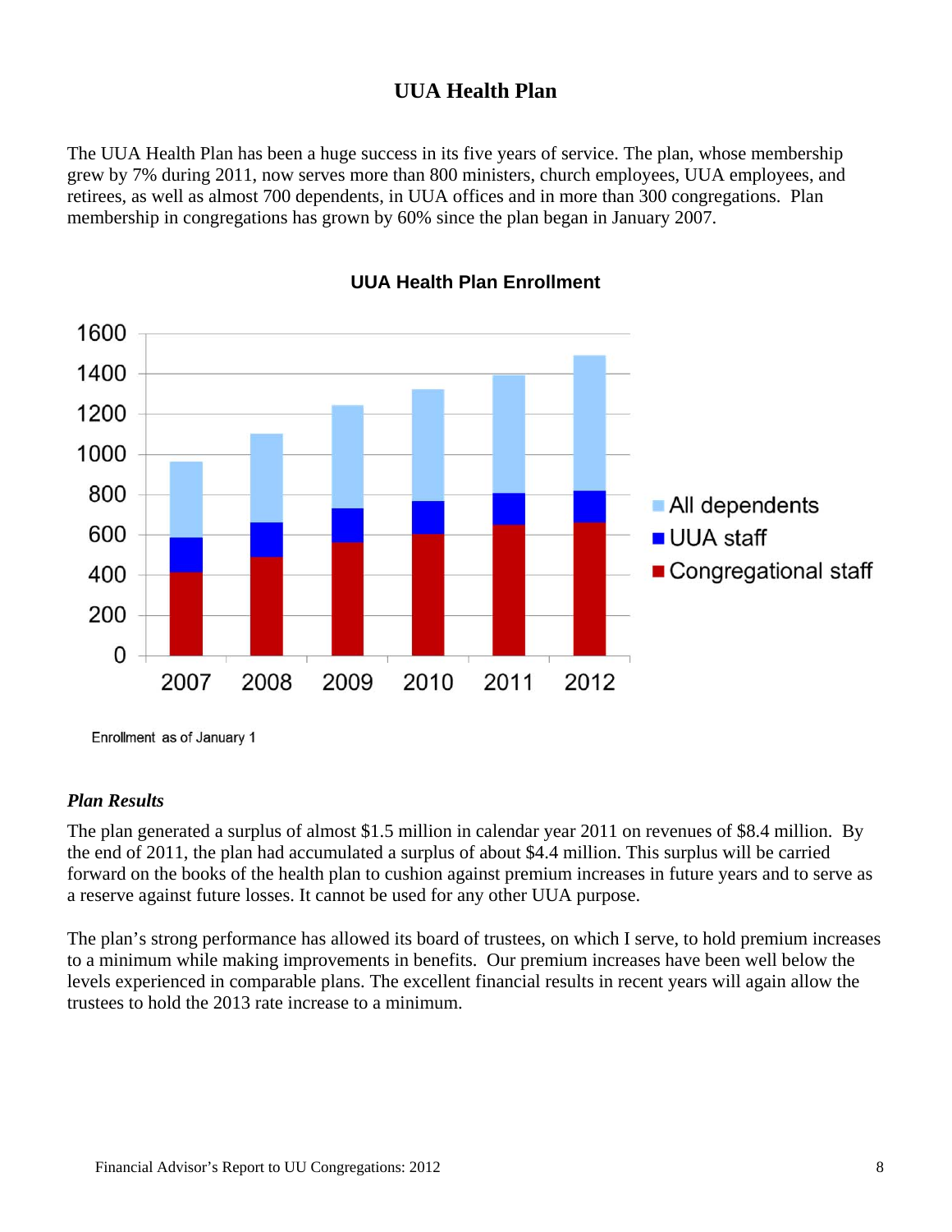# UUA Health Plan

The UUA Health Plan has been a huge success in its five years of service. The plan, whose membership grew by 7% during 2011, now serves more than 800 ministers, church employees, UUA employees, and retirees, as well as almost 700 dependents, in UUA offices and in more than 300 congregations. Plan membership in congregations has grown by 60% since the plan began in January 2007.

**UUA Health Plan Enrollment**

Enrollment as of January 1

### *Plan Results*

The plan generated a surplus of almost $1.5 million in calendar year 2011 on revenues of $8.4 million. By the end of 2011, the plan had accumulated a surplus of about $4.4 million. This surplus will be carried forward on the books of the health plan to cushion against premium increases in future years and to serve as a reserve against future losses. It cannot be used for any other UUA purpose.

The plan's strong performance has allowed its board of trustees, on which I serve, to hold premium increases to a minimum while making improvements in benefits. Our premium increases have been well below the levels experienced in comparable plans. The excellent financial results in recent years will again allow the trustees to hold the 2013 rate increase to a minimum.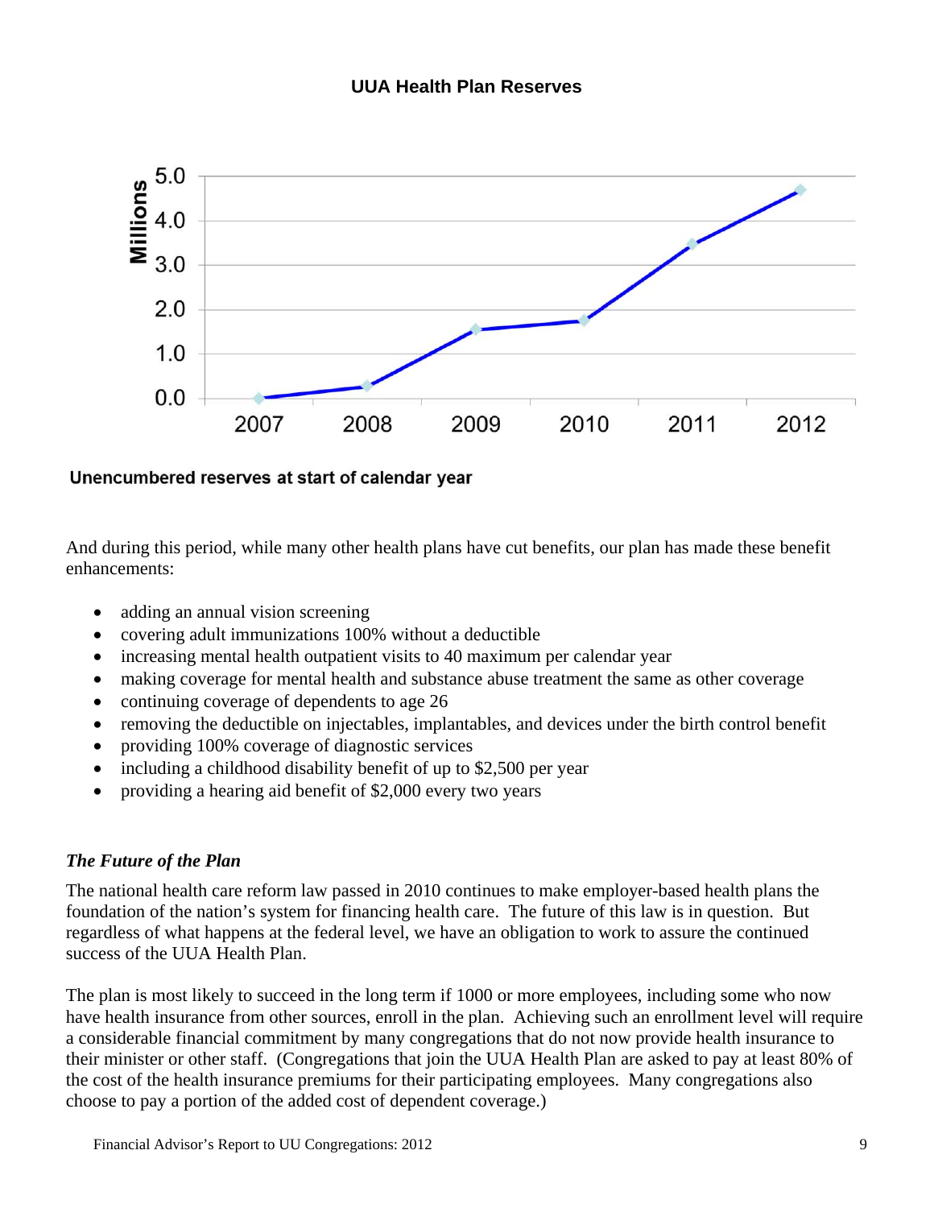**UUA Health Plan Reserves**

**Unencumbered reserves at start of calendar year**

And during this period, while many other health plans have cut benefits, our plan has made these benefit enhancements:

- adding an annual vision screening
- covering adult immunizations 100% without a deductible
- increasing mental health outpatient visits to 40 maximum per calendar year
- making coverage for mental health and substance abuse treatment the same as other coverage
- continuing coverage of dependents to age 26
- removing the deductible on injectables, implantables, and devices under the birth control benefit
- providing 100% coverage of diagnostic services
- including a childhood disability benefit of up to $2,500 per year
- providing a hearing aid benefit of $2,000 every two years

### *The Future of the Plan*

The national health care reform law passed in 2010 continues to make employer-based health plans the foundation of the nation's system for financing health care. The future of this law is in question. But regardless of what happens at the federal level, we have an obligation to work to assure the continued success of the UUA Health Plan.

The plan is most likely to succeed in the long term if 1000 or more employees, including some who now have health insurance from other sources, enroll in the plan. Achieving such an enrollment level will require a considerable financial commitment by many congregations that do not now provide health insurance to their minister or other staff. (Congregations that join the UUA Health Plan are asked to pay at least 80% of the cost of the health insurance premiums for their participating employees. Many congregations also choose to pay a portion of the added cost of dependent coverage.)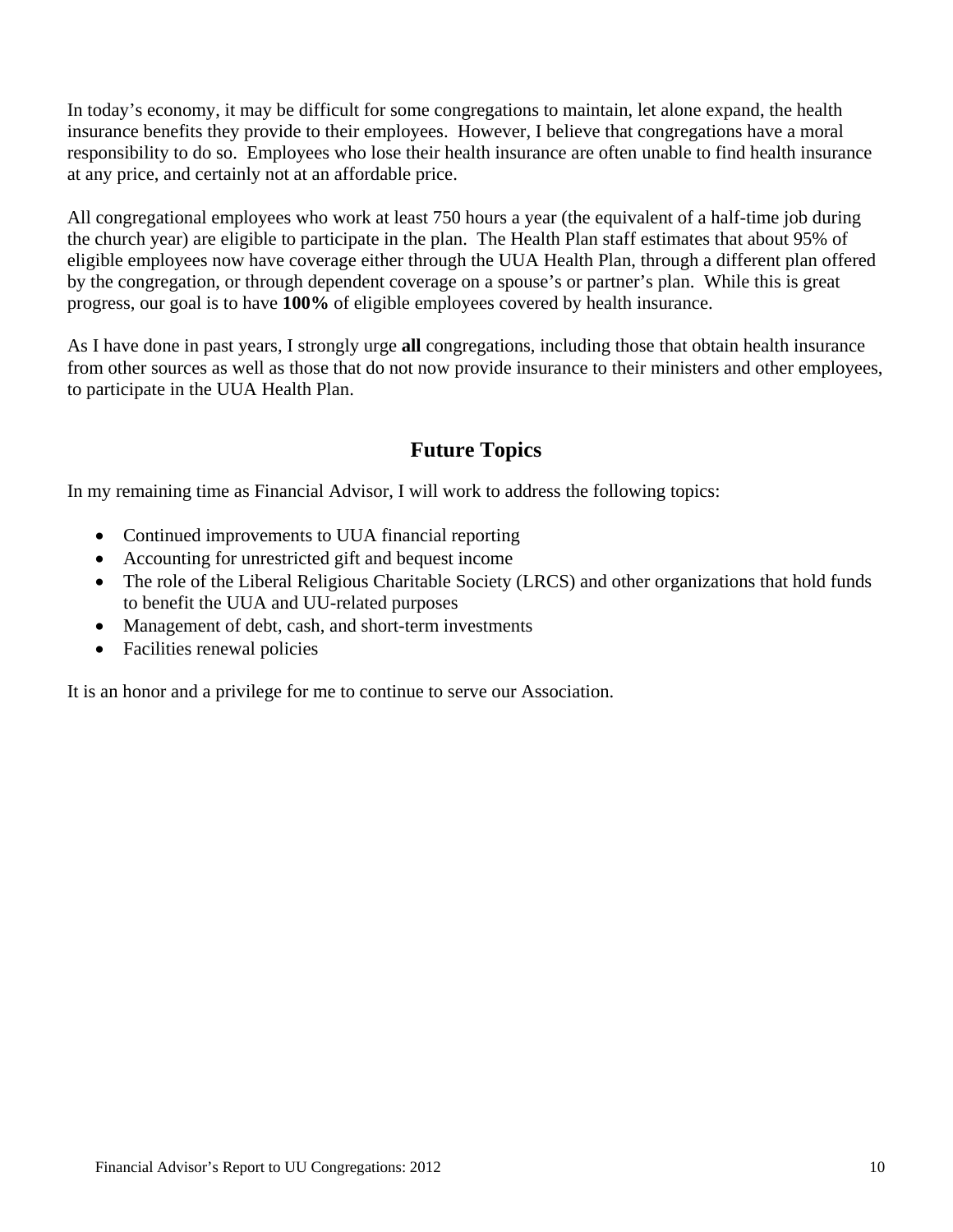In today's economy, it may be difficult for some congregations to maintain, let alone expand, the health insurance benefits they provide to their employees. However, I believe that congregations have a moral responsibility to do so. Employees who lose their health insurance are often unable to find health insurance at any price, and certainly not at an affordable price.

All congregational employees who work at least 750 hours a year (the equivalent of a half-time job during the church year) are eligible to participate in the plan. The Health Plan staff estimates that about 95% of eligible employees now have coverage either through the UUA Health Plan, through a different plan offered by the congregation, or through dependent coverage on a spouse's or partner's plan. While this is great progress, our goal is to have **100%** of eligible employees covered by health insurance.

As I have done in past years, I strongly urge **all** congregations, including those that obtain health insurance from other sources as well as those that do not now provide insurance to their ministers and other employees, to participate in the UUA Health Plan.

## Future Topics

In my remaining time as Financial Advisor, I will work to address the following topics:

- Continued improvements to UUA financial reporting
- Accounting for unrestricted gift and bequest income
- The role of the Liberal Religious Charitable Society (LRCS) and other organizations that hold funds to benefit the UUA and UU-related purposes
- Management of debt, cash, and short-term investments
- Facilities renewal policies

It is an honor and a privilege for me to continue to serve our Association.